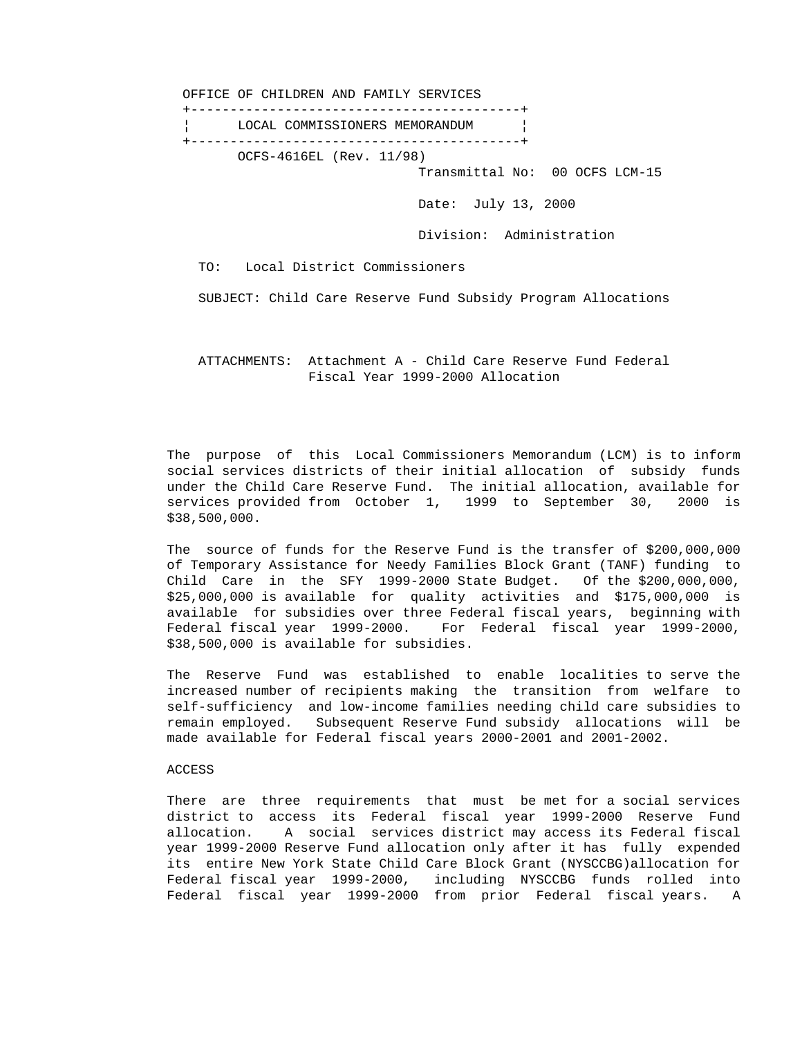OFFICE OF CHILDREN AND FAMILY SERVICES

**LOCAL COMMISSIONERS MEMORANDUM**

OCFS-4616EL (Rev. 11/98)

Transmittal No: 00 OCFS LCM-15

Date: July 13, 2000

Division: Administration

TO: Local District Commissioners

SUBJECT: Child Care Reserve Fund Subsidy Program Allocations

ATTACHMENTS: Attachment A - Child Care Reserve Fund Federal Fiscal Year 1999-2000 Allocation

The purpose of this Local Commissioners Memorandum (LCM) is to inform social services districts of their initial allocation of subsidy funds under the Child Care Reserve Fund. The initial allocation, available for services provided from October 1, 1999 to September 30, 2000 is $38,500,000.

The source of funds for the Reserve Fund is the transfer of $200,000,000 of Temporary Assistance for Needy Families Block Grant (TANF) funding to Child Care in the SFY 1999-2000 State Budget. Of the $200,000,000, $25,000,000 is available for quality activities and $175,000,000 is available for subsidies over three Federal fiscal years, beginning with Federal fiscal year 1999-2000. For Federal fiscal year 1999-2000, $38,500,000 is available for subsidies.

The Reserve Fund was established to enable localities to serve the increased number of recipients making the transition from welfare to self-sufficiency and low-income families needing child care subsidies to remain employed. Subsequent Reserve Fund subsidy allocations will be made available for Federal fiscal years 2000-2001 and 2001-2002.

## ACCESS

There are three requirements that must be met for a social services district to access its Federal fiscal year 1999-2000 Reserve Fund allocation. A social services district may access its Federal fiscal year 1999-2000 Reserve Fund allocation only after it has fully expended its entire New York State Child Care Block Grant (NYSCCBG)allocation for Federal fiscal year 1999-2000, including NYSCCBG funds rolled into Federal fiscal year 1999-2000 from prior Federal fiscal years. A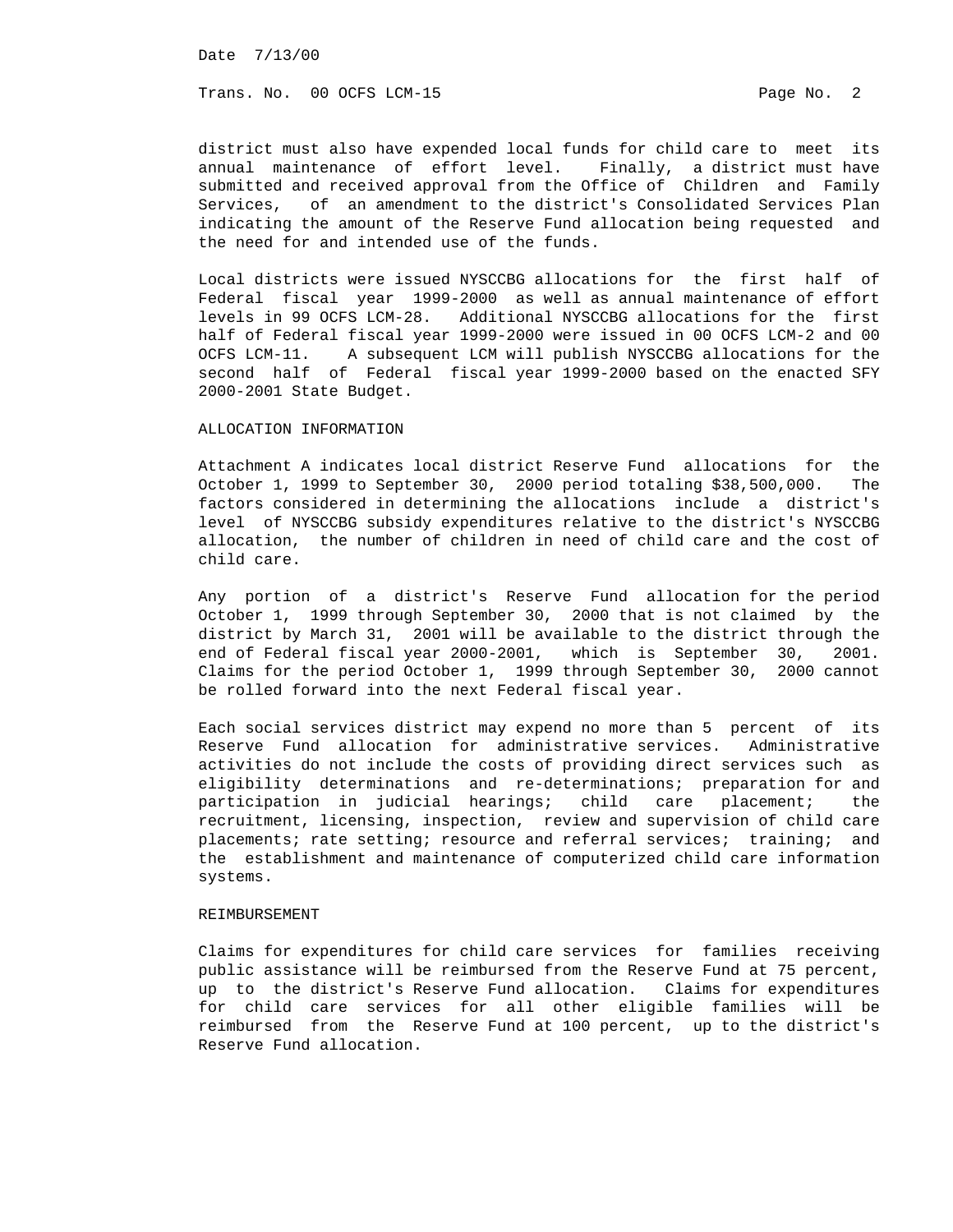district must also have expended local funds for child care to meet its annual maintenance of effort level. Finally, a district must have submitted and received approval from the Office of Children and Family Services, of an amendment to the district's Consolidated Services Plan indicating the amount of the Reserve Fund allocation being requested and the need for and intended use of the funds.

Local districts were issued NYSCCBG allocations for the first half of Federal fiscal year 1999-2000 as well as annual maintenance of effort levels in 99 OCFS LCM-28. Additional NYSCCBG allocations for the first half of Federal fiscal year 1999-2000 were issued in 00 OCFS LCM-2 and 00 OCFS LCM-11. A subsequent LCM will publish NYSCCBG allocations for the second half of Federal fiscal year 1999-2000 based on the enacted SFY 2000-2001 State Budget.

ALLOCATION INFORMATION

Attachment A indicates local district Reserve Fund allocations for the October 1, 1999 to September 30, 2000 period totaling $38,500,000. The factors considered in determining the allocations include a district's level of NYSCCBG subsidy expenditures relative to the district's NYSCCBG allocation, the number of children in need of child care and the cost of child care.

Any portion of a district's Reserve Fund allocation for the period October 1, 1999 through September 30, 2000 that is not claimed by the district by March 31, 2001 will be available to the district through the end of Federal fiscal year 2000-2001, which is September 30, 2001. Claims for the period October 1, 1999 through September 30, 2000 cannot be rolled forward into the next Federal fiscal year.

Each social services district may expend no more than 5 percent of its Reserve Fund allocation for administrative services. Administrative activities do not include the costs of providing direct services such as eligibility determinations and re-determinations; preparation for and participation in judicial hearings; child care placement; the recruitment, licensing, inspection, review and supervision of child care placements; rate setting; resource and referral services; training; and the establishment and maintenance of computerized child care information systems.

REIMBURSEMENT

Claims for expenditures for child care services for families receiving public assistance will be reimbursed from the Reserve Fund at 75 percent, up to the district's Reserve Fund allocation. Claims for expenditures for child care services for all other eligible families will be reimbursed from the Reserve Fund at 100 percent, up to the district's Reserve Fund allocation.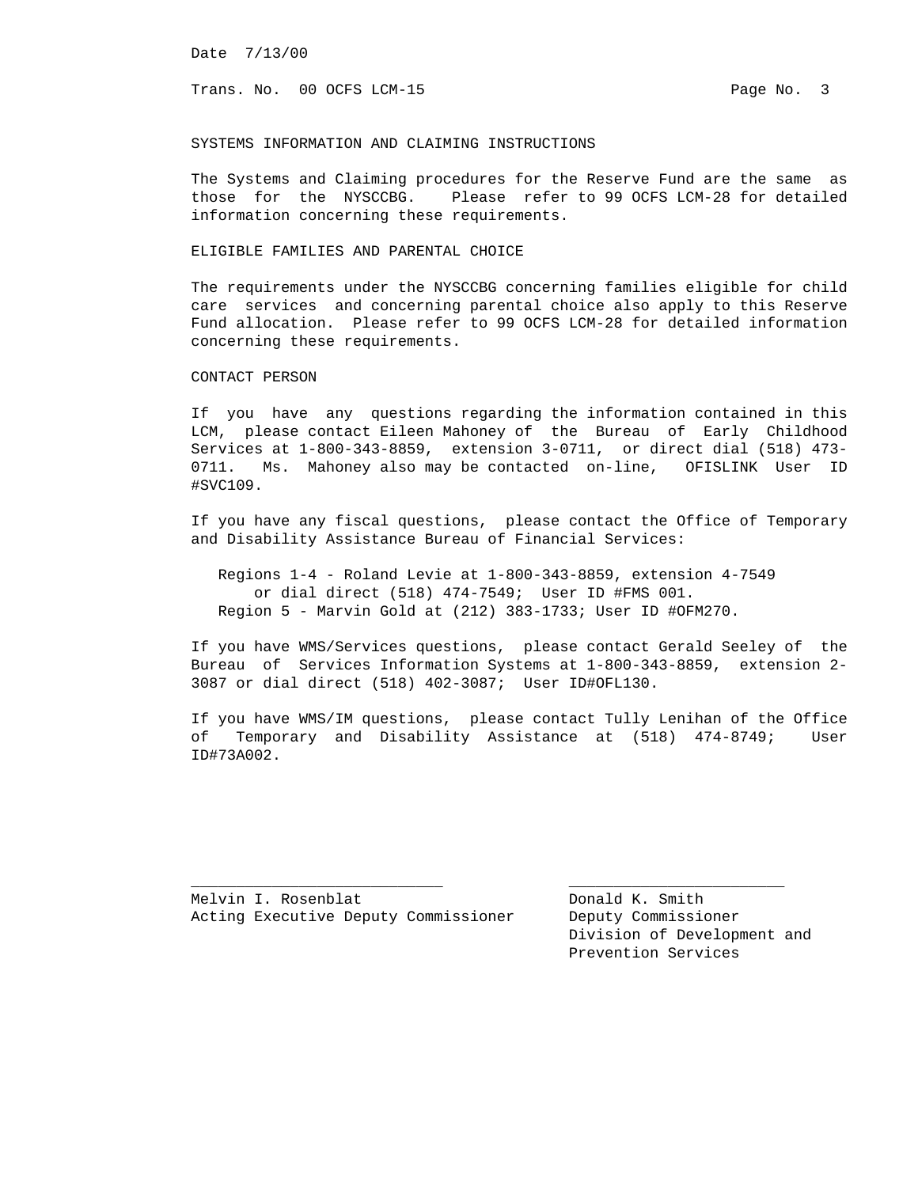SYSTEMS INFORMATION AND CLAIMING INSTRUCTIONS

The Systems and Claiming procedures for the Reserve Fund are the same as those for the NYSCCBG. Please refer to 99 OCFS LCM-28 for detailed information concerning these requirements.

ELIGIBLE FAMILIES AND PARENTAL CHOICE

The requirements under the NYSCCBG concerning families eligible for child care services and concerning parental choice also apply to this Reserve Fund allocation. Please refer to 99 OCFS LCM-28 for detailed information concerning these requirements.

CONTACT PERSON

If you have any questions regarding the information contained in this LCM, please contact Eileen Mahoney of the Bureau of Early Childhood Services at 1-800-343-8859, extension 3-0711, or direct dial (518) 473-0711. Ms. Mahoney also may be contacted on-line, OFISLINK User ID #SVC109.

If you have any fiscal questions, please contact the Office of Temporary and Disability Assistance Bureau of Financial Services:

Regions 1-4 - Roland Levie at 1-800-343-8859, extension 4-7549 or dial direct (518) 474-7549; User ID #FMS 001.
Region 5 - Marvin Gold at (212) 383-1733; User ID #OFM270.

If you have WMS/Services questions, please contact Gerald Seeley of the Bureau of Services Information Systems at 1-800-343-8859, extension 2-3087 or dial direct (518) 402-3087; User ID#OFL130.

If you have WMS/IM questions, please contact Tully Lenihan of the Office of Temporary and Disability Assistance at (518) 474-8749; User ID#73A002.

\_\_\_\_\_\_\_\_\_\_\_\_\_\_\_\_\_\_\_\_\_\_\_\_\_\_\_\_
Melvin I. Rosenblat
Acting Executive Deputy Commissioner

\_\_\_\_\_\_\_\_\_\_\_\_\_\_\_\_\_\_\_\_\_\_\_\_
Donald K. Smith
Deputy Commissioner
Division of Development and Prevention Services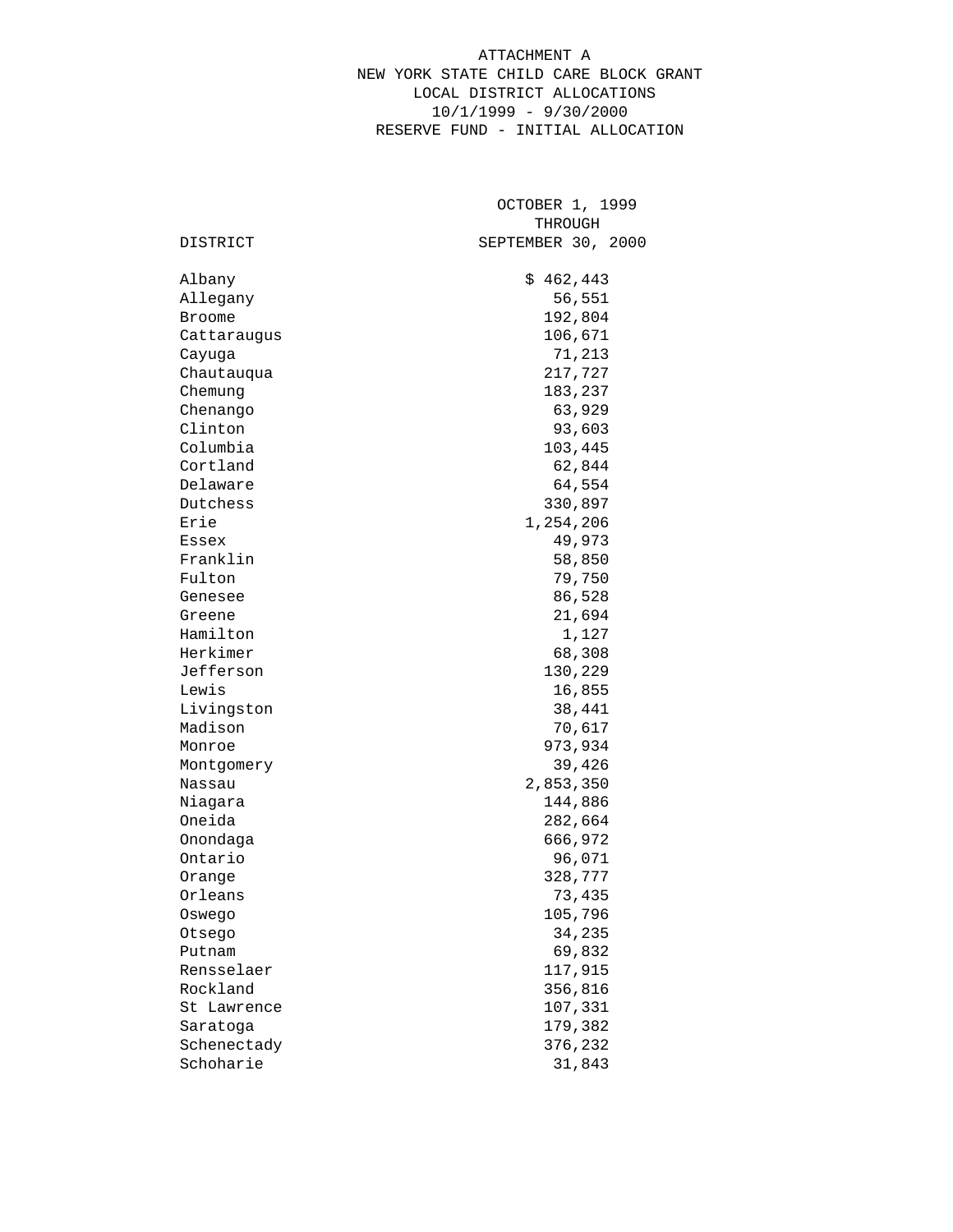ATTACHMENT A
NEW YORK STATE CHILD CARE BLOCK GRANT
LOCAL DISTRICT ALLOCATIONS
10/1/1999 - 9/30/2000
RESERVE FUND - INITIAL ALLOCATION

| DISTRICT | OCTOBER 1, 1999 THROUGH SEPTEMBER 30, 2000 |
|---|---|
| Albany | $ 462,443 |
| Allegany | 56,551 |
| Broome | 192,804 |
| Cattaraugus | 106,671 |
| Cayuga | 71,213 |
| Chautauqua | 217,727 |
| Chemung | 183,237 |
| Chenango | 63,929 |
| Clinton | 93,603 |
| Columbia | 103,445 |
| Cortland | 62,844 |
| Delaware | 64,554 |
| Dutchess | 330,897 |
| Erie | 1,254,206 |
| Essex | 49,973 |
| Franklin | 58,850 |
| Fulton | 79,750 |
| Genesee | 86,528 |
| Greene | 21,694 |
| Hamilton | 1,127 |
| Herkimer | 68,308 |
| Jefferson | 130,229 |
| Lewis | 16,855 |
| Livingston | 38,441 |
| Madison | 70,617 |
| Monroe | 973,934 |
| Montgomery | 39,426 |
| Nassau | 2,853,350 |
| Niagara | 144,886 |
| Oneida | 282,664 |
| Onondaga | 666,972 |
| Ontario | 96,071 |
| Orange | 328,777 |
| Orleans | 73,435 |
| Oswego | 105,796 |
| Otsego | 34,235 |
| Putnam | 69,832 |
| Rensselaer | 117,915 |
| Rockland | 356,816 |
| St Lawrence | 107,331 |
| Saratoga | 179,382 |
| Schenectady | 376,232 |
| Schoharie | 31,843 |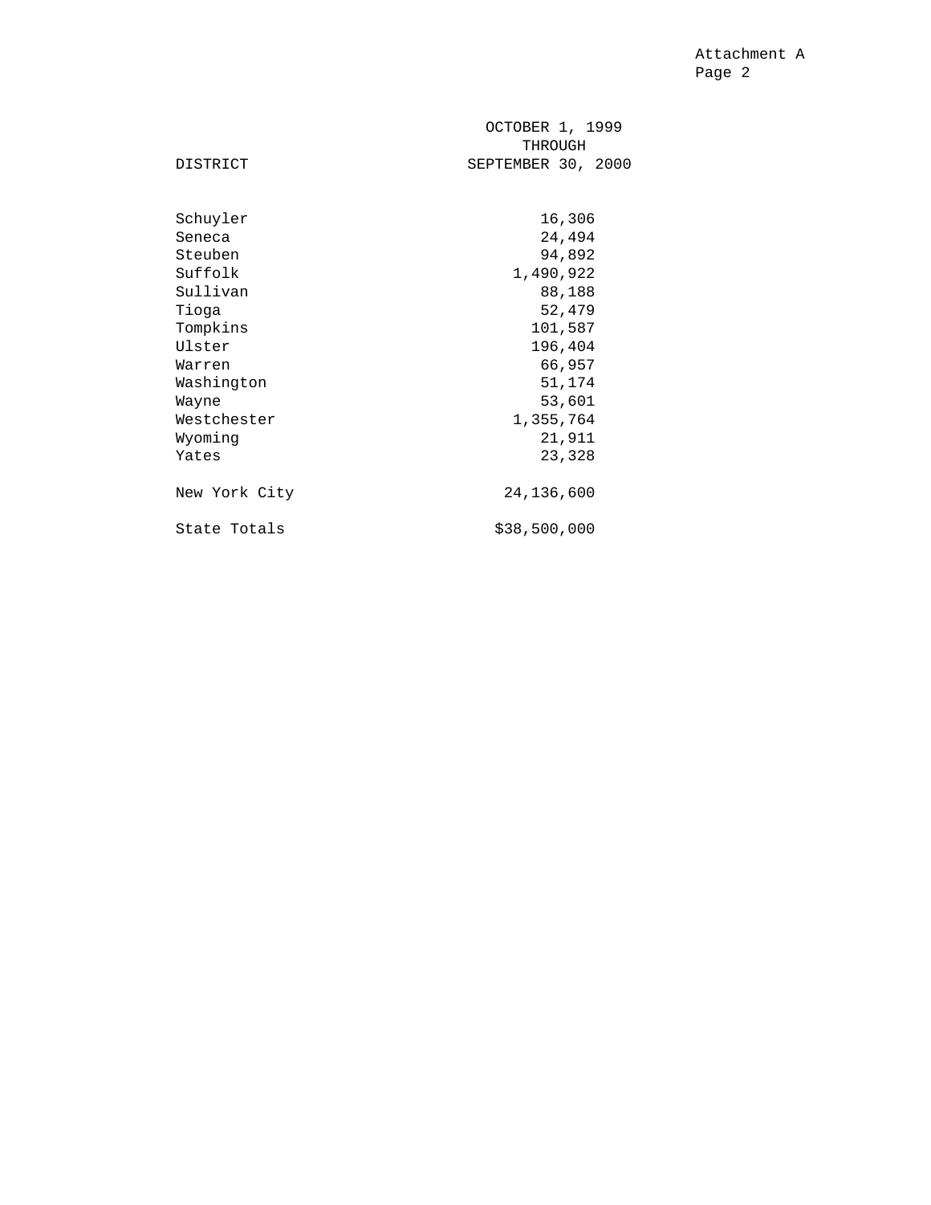Attachment A

| DISTRICT | OCTOBER 1, 1999 THROUGH SEPTEMBER 30, 2000 |
| --- | --- |
| Schuyler | 16,306 |
| Seneca | 24,494 |
| Steuben | 94,892 |
| Suffolk | 1,490,922 |
| Sullivan | 88,188 |
| Tioga | 52,479 |
| Tompkins | 101,587 |
| Ulster | 196,404 |
| Warren | 66,957 |
| Washington | 51,174 |
| Wayne | 53,601 |
| Westchester | 1,355,764 |
| Wyoming | 21,911 |
| Yates | 23,328 |
| New York City | 24,136,600 |
| State Totals | $38,500,000 |